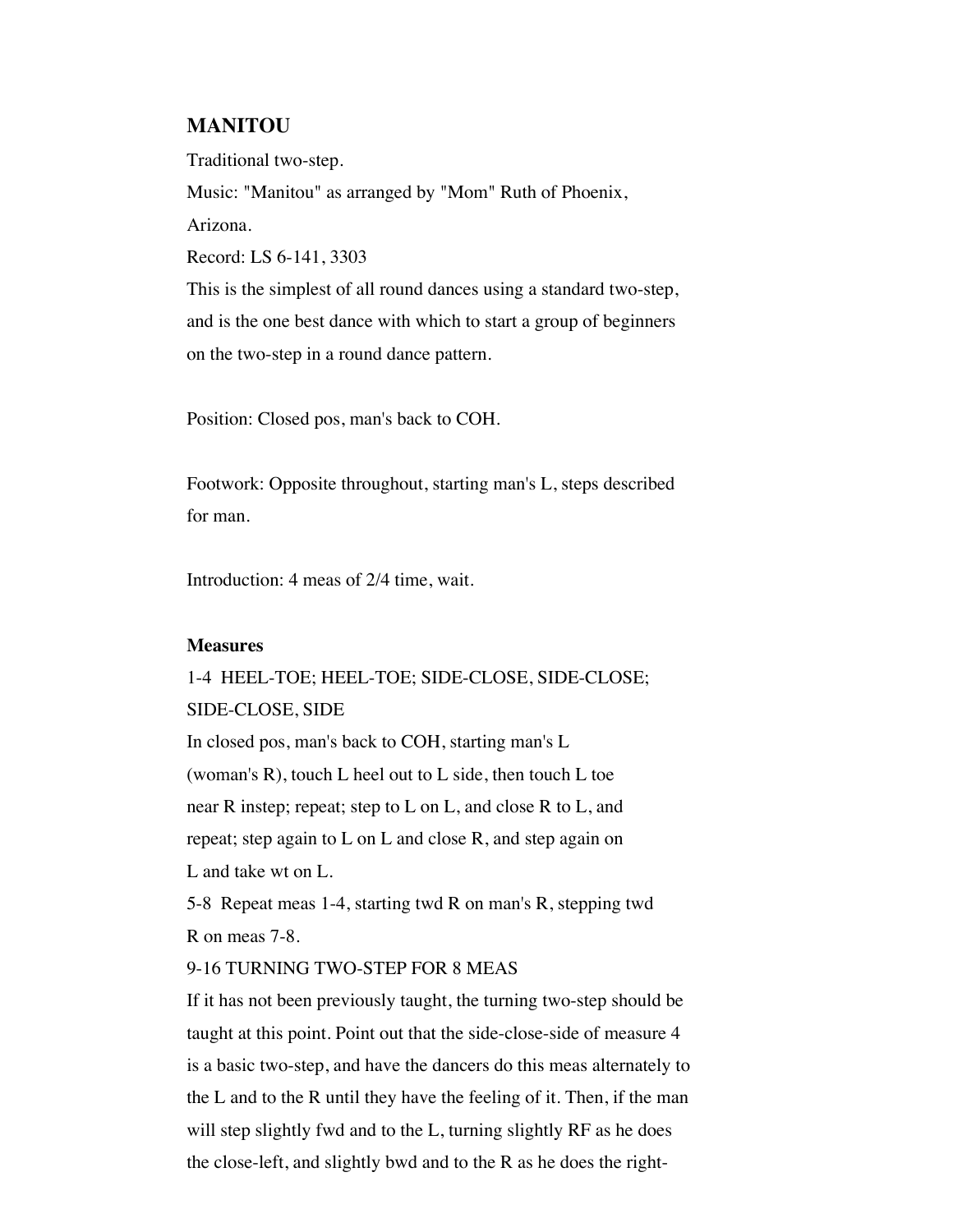## MANITOU

Traditional two-step.

Music: "Manitou" as arranged by "Mom" Ruth of Phoenix, Arizona.

Record: LS 6-141, 3303

This is the simplest of all round dances using a standard two-step, and is the one best dance with which to start a group of beginners on the two-step in a round dance pattern.

Position: Closed pos, man's back to COH.

Footwork: Opposite throughout, starting man's L, steps described for man.

Introduction: 4 meas of 2/4 time, wait.

**Measures**

1-4 HEEL-TOE; HEEL-TOE; SIDE-CLOSE, SIDE-CLOSE; SIDE-CLOSE, SIDE

In closed pos, man's back to COH, starting man's L (woman's R), touch L heel out to L side, then touch L toe near R instep; repeat; step to L on L, and close R to L, and repeat; step again to L on L and close R, and step again on L and take wt on L.

5-8 Repeat meas 1-4, starting twd R on man's R, stepping twd R on meas 7-8.

9-16 TURNING TWO-STEP FOR 8 MEAS

If it has not been previously taught, the turning two-step should be taught at this point. Point out that the side-close-side of measure 4 is a basic two-step, and have the dancers do this meas alternately to the L and to the R until they have the feeling of it. Then, if the man will step slightly fwd and to the L, turning slightly RF as he does the close-left, and slightly bwd and to the R as he does the right-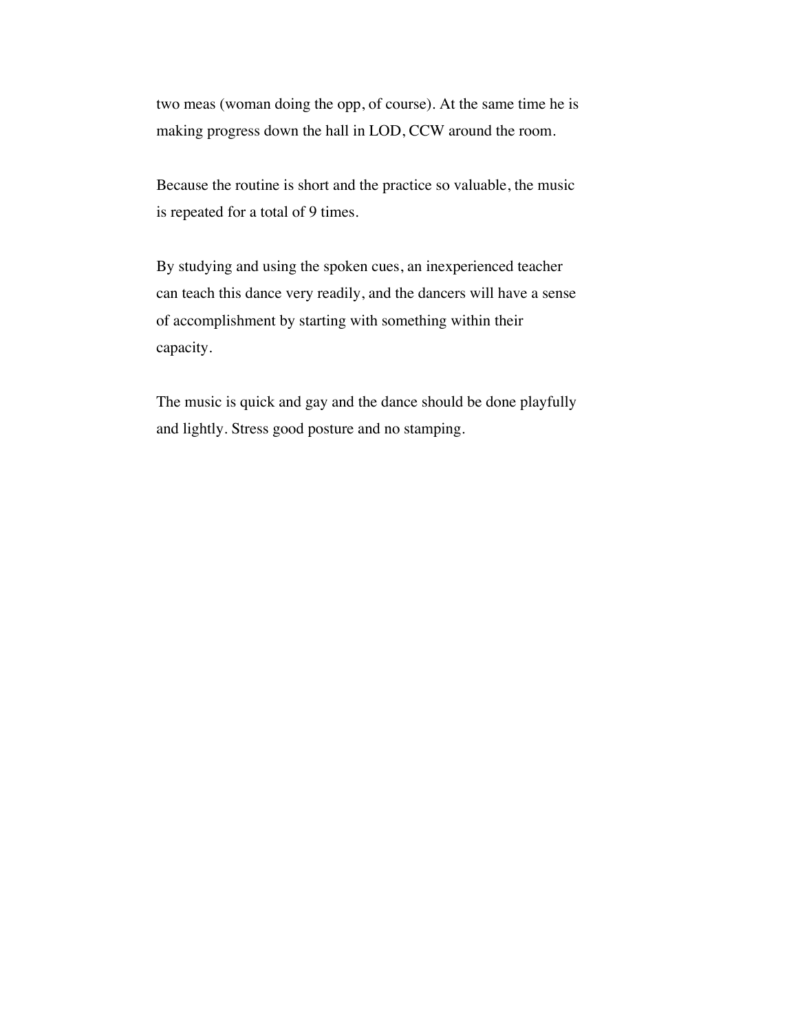two meas (woman doing the opp, of course). At the same time he is making progress down the hall in LOD, CCW around the room.

Because the routine is short and the practice so valuable, the music is repeated for a total of 9 times.

By studying and using the spoken cues, an inexperienced teacher can teach this dance very readily, and the dancers will have a sense of accomplishment by starting with something within their capacity.

The music is quick and gay and the dance should be done playfully and lightly. Stress good posture and no stamping.